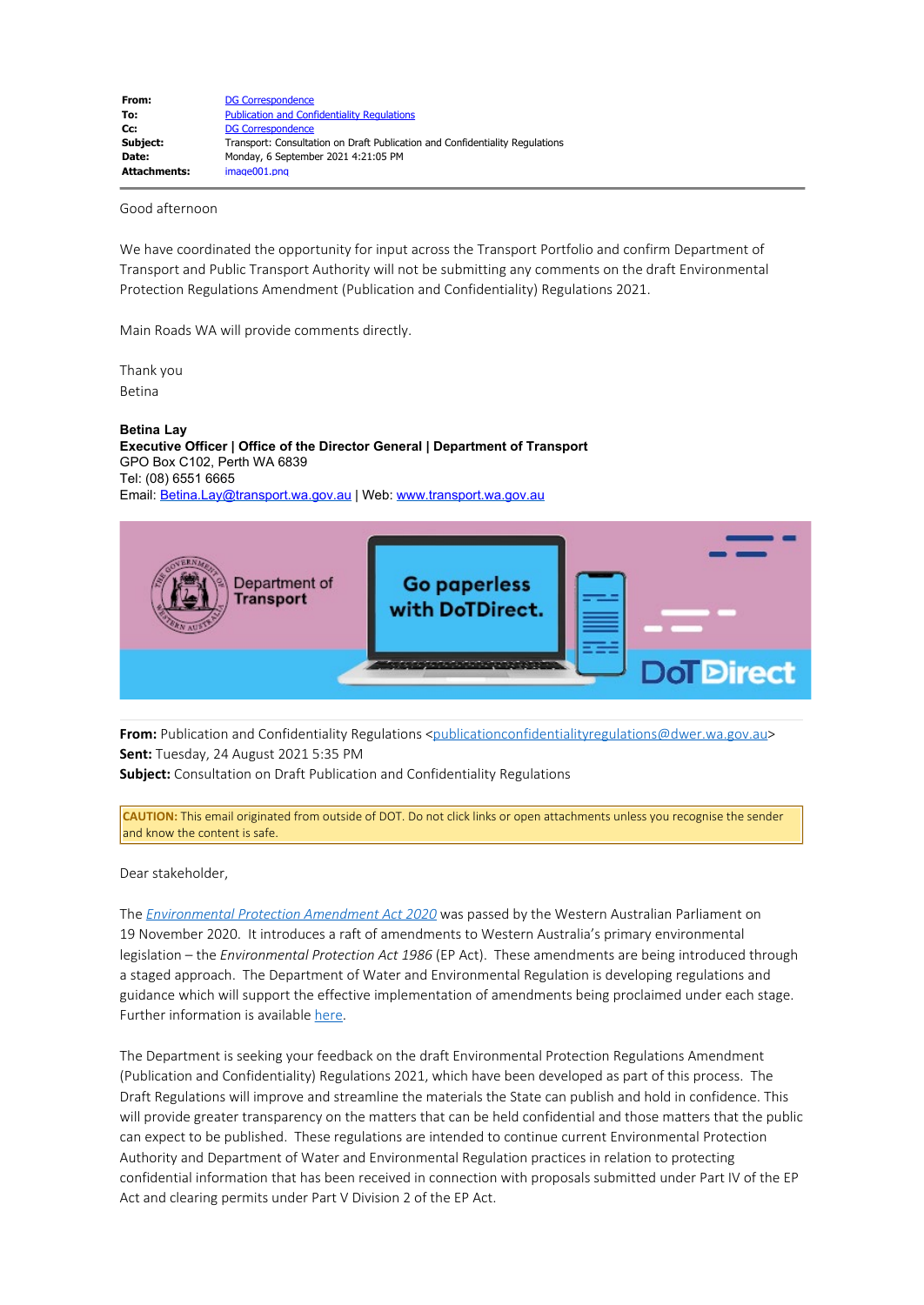| | |
|---|---|
| **From:** | DG Correspondence |
| **To:** | Publication and Confidentiality Regulations |
| **Cc:** | DG Correspondence |
| **Subject:** | Transport: Consultation on Draft Publication and Confidentiality Regulations |
| **Date:** | Monday, 6 September 2021 4:21:05 PM |
| **Attachments:** | image001.png |

Good afternoon

We have coordinated the opportunity for input across the Transport Portfolio and confirm Department of Transport and Public Transport Authority will not be submitting any comments on the draft Environmental Protection Regulations Amendment (Publication and Confidentiality) Regulations 2021.

Main Roads WA will provide comments directly.

Thank you
Betina

**Betina Lay**
**Executive Officer | Office of the Director General | Department of Transport**
GPO Box C102, Perth WA 6839
Tel: (08) 6551 6665
Email: Betina.Lay@transport.wa.gov.au | Web: www.transport.wa.gov.au

---

**From:** Publication and Confidentiality Regulations <publicationconfidentialityregulations@dwer.wa.gov.au>
**Sent:** Tuesday, 24 August 2021 5:35 PM
**Subject:** Consultation on Draft Publication and Confidentiality Regulations

**CAUTION:** This email originated from outside of DOT. Do not click links or open attachments unless you recognise the sender and know the content is safe.

Dear stakeholder,

The *Environmental Protection Amendment Act 2020* was passed by the Western Australian Parliament on 19 November 2020. It introduces a raft of amendments to Western Australia's primary environmental legislation – the *Environmental Protection Act 1986* (EP Act). These amendments are being introduced through a staged approach. The Department of Water and Environmental Regulation is developing regulations and guidance which will support the effective implementation of amendments being proclaimed under each stage. Further information is available here.

The Department is seeking your feedback on the draft Environmental Protection Regulations Amendment (Publication and Confidentiality) Regulations 2021, which have been developed as part of this process. The Draft Regulations will improve and streamline the materials the State can publish and hold in confidence. This will provide greater transparency on the matters that can be held confidential and those matters that the public can expect to be published. These regulations are intended to continue current Environmental Protection Authority and Department of Water and Environmental Regulation practices in relation to protecting confidential information that has been received in connection with proposals submitted under Part IV of the EP Act and clearing permits under Part V Division 2 of the EP Act.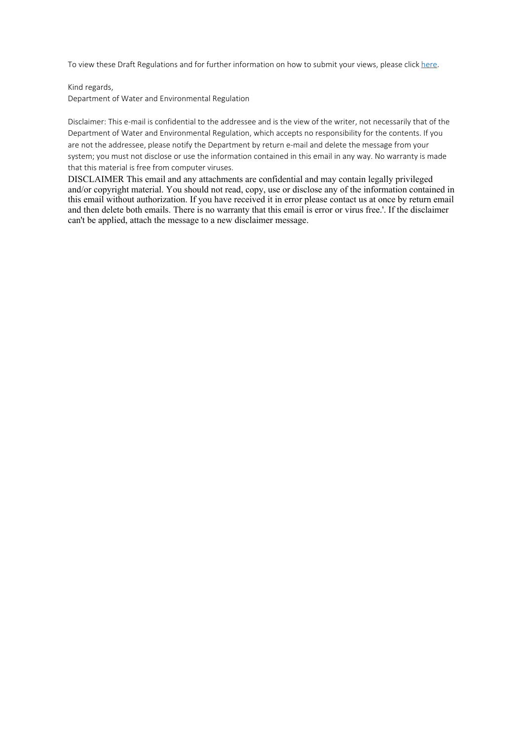To view these Draft Regulations and for further information on how to submit your views, please click here.

Kind regards,
Department of Water and Environmental Regulation

Disclaimer: This e-mail is confidential to the addressee and is the view of the writer, not necessarily that of the Department of Water and Environmental Regulation, which accepts no responsibility for the contents. If you are not the addressee, please notify the Department by return e-mail and delete the message from your system; you must not disclose or use the information contained in this email in any way. No warranty is made that this material is free from computer viruses.

DISCLAIMER This email and any attachments are confidential and may contain legally privileged and/or copyright material. You should not read, copy, use or disclose any of the information contained in this email without authorization. If you have received it in error please contact us at once by return email and then delete both emails. There is no warranty that this email is error or virus free.'. If the disclaimer can't be applied, attach the message to a new disclaimer message.